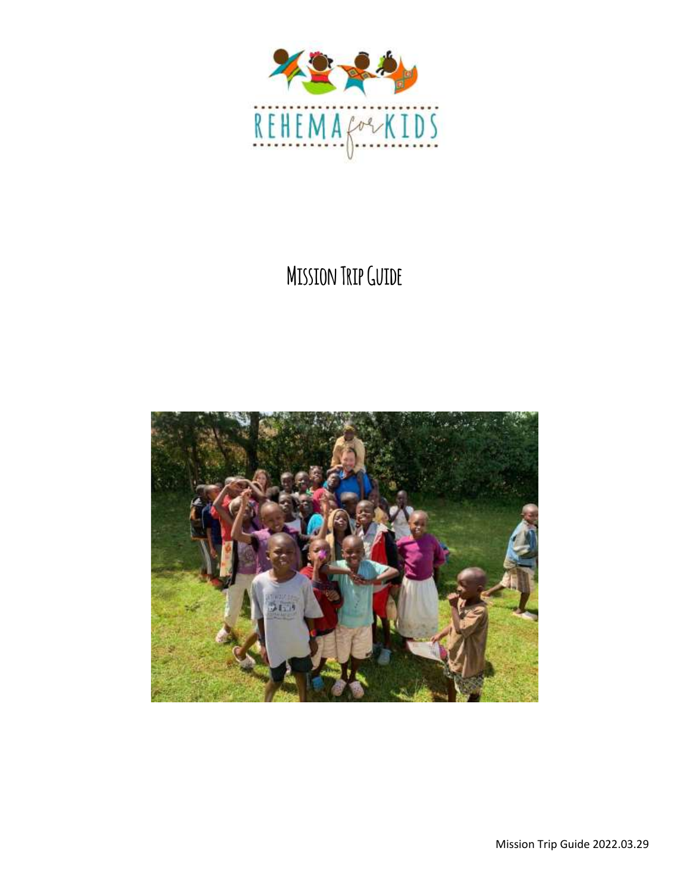REHEMA for KIDS

# Mission Trip Guide

Mission Trip Guide 2022.03.29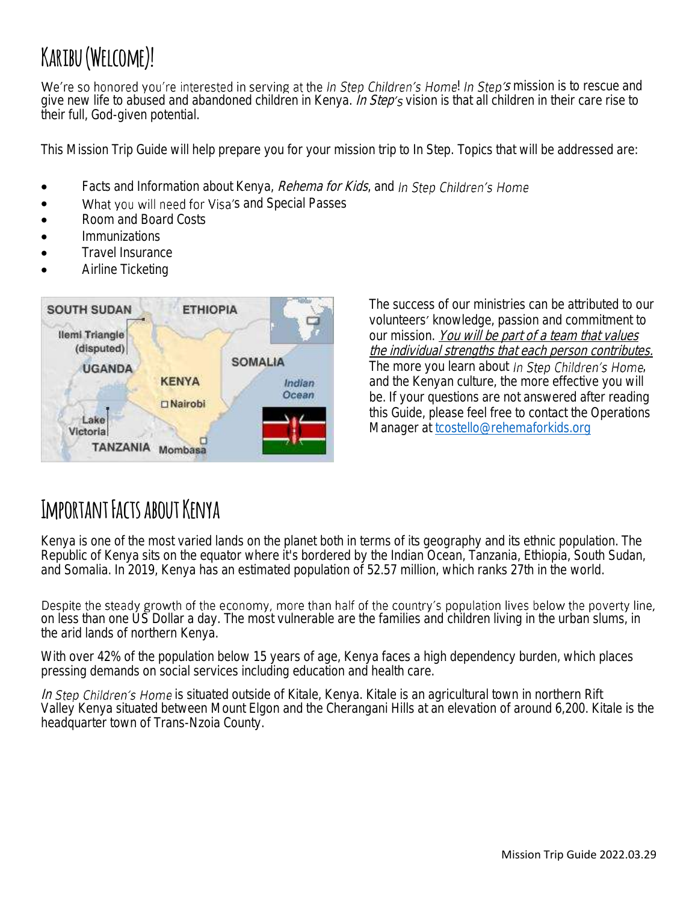# Karibu (Welcome)!

We're so honored you're interested in serving at the *In Step Children's Home*! *In Step's* mission is to rescue and give new life to abused and abandoned children in Kenya. *In Step's* vision is that all children in their care rise to their full, God-given potential.

This Mission Trip Guide will help prepare you for your mission trip to In Step. Topics that will be addressed are:

- Facts and Information about Kenya, *Rehema for Kids*, and *In Step Children's Home*
- What you will need for Visa's and Special Passes
- Room and Board Costs
- Immunizations
- Travel Insurance
- Airline Ticketing

The success of our ministries can be attributed to our volunteers' knowledge, passion and commitment to our mission. *You will be part of a team that values the individual strengths that each person contributes.* The more you learn about *In Step Children's Home*, and the Kenyan culture, the more effective you will be. If your questions are not answered after reading this Guide, please feel free to contact the Operations Manager at tcostello@rehemaforkids.org

# Important Facts about Kenya

Kenya is one of the most varied lands on the planet both in terms of its geography and its ethnic population. The Republic of Kenya sits on the equator where it's bordered by the Indian Ocean, Tanzania, Ethiopia, South Sudan, and Somalia. In 2019, Kenya has an estimated population of 52.57 million, which ranks 27th in the world.

Despite the steady growth of the economy, more than half of the country's population lives below the poverty line, on less than one US Dollar a day. The most vulnerable are the families and children living in the urban slums, in the arid lands of northern Kenya.

With over 42% of the population below 15 years of age, Kenya faces a high dependency burden, which places pressing demands on social services including education and health care.

*In Step Children's Home* is situated outside of Kitale, Kenya. Kitale is an agricultural town in northern Rift Valley Kenya situated between Mount Elgon and the Cherangani Hills at an elevation of around 6,200. Kitale is the headquarter town of Trans-Nzoia County.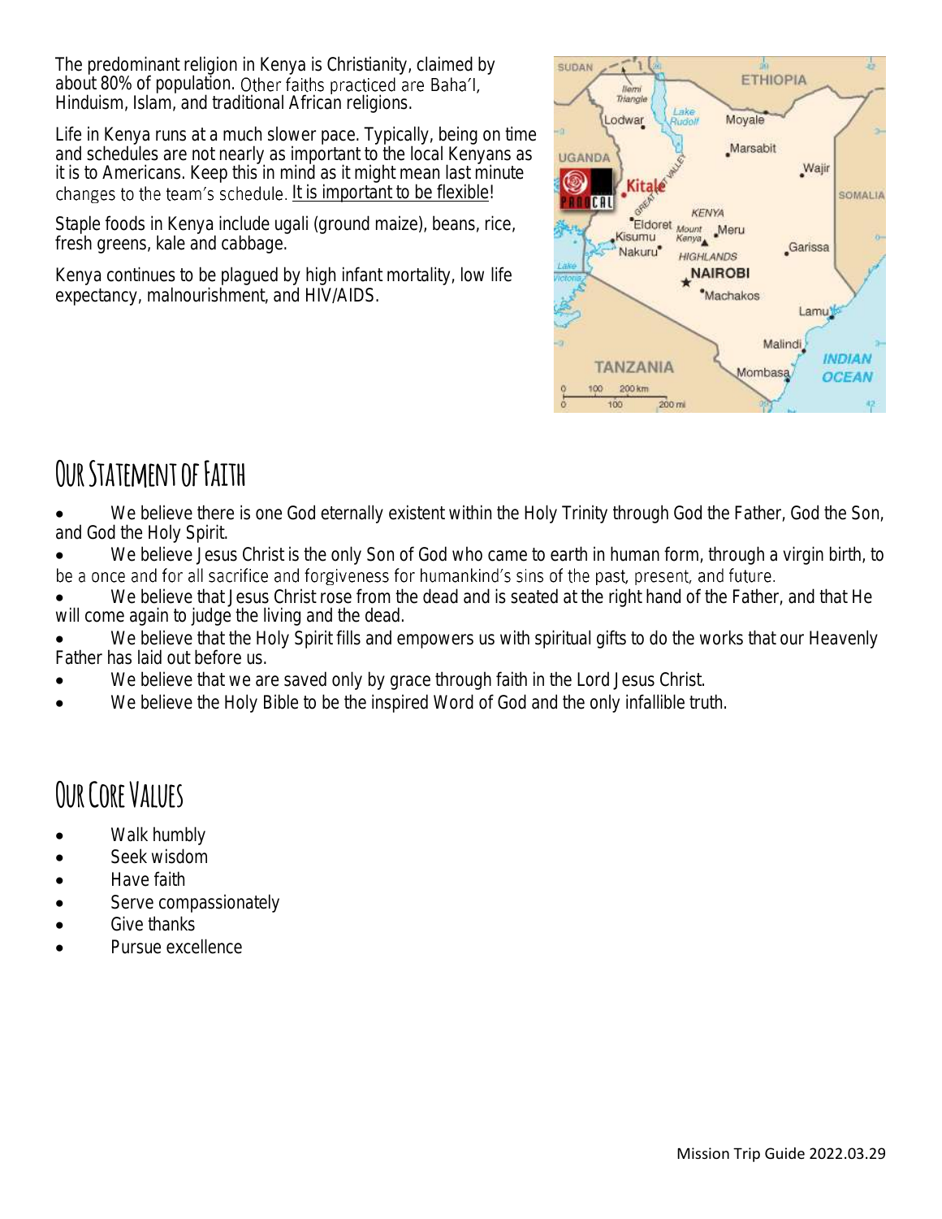The predominant religion in Kenya is Christianity, claimed by about 80% of population. Other faiths practiced are Baha'I, Hinduism, Islam, and traditional African religions.

Life in Kenya runs at a much slower pace. Typically, being on time and schedules are not nearly as important to the local Kenyans as it is to Americans. Keep this in mind as it might mean last minute changes to the team's schedule. It is important to be flexible!

Staple foods in Kenya include ugali (ground maize), beans, rice, fresh greens, kale and cabbage.

Kenya continues to be plagued by high infant mortality, low life expectancy, malnourishment, and HIV/AIDS.

## Our Statement of Faith

- We believe there is one God eternally existent within the Holy Trinity through God the Father, God the Son, and God the Holy Spirit.
- We believe Jesus Christ is the only Son of God who came to earth in human form, through a virgin birth, to be a once and for all sacrifice and forgiveness for humankind's sins of the past, present, and future.
- We believe that Jesus Christ rose from the dead and is seated at the right hand of the Father, and that He will come again to judge the living and the dead.
- We believe that the Holy Spirit fills and empowers us with spiritual gifts to do the works that our Heavenly Father has laid out before us.
- We believe that we are saved only by grace through faith in the Lord Jesus Christ.
- We believe the Holy Bible to be the inspired Word of God and the only infallible truth.

## Our Core Values

- Walk humbly
- Seek wisdom
- Have faith
- Serve compassionately
- Give thanks
- Pursue excellence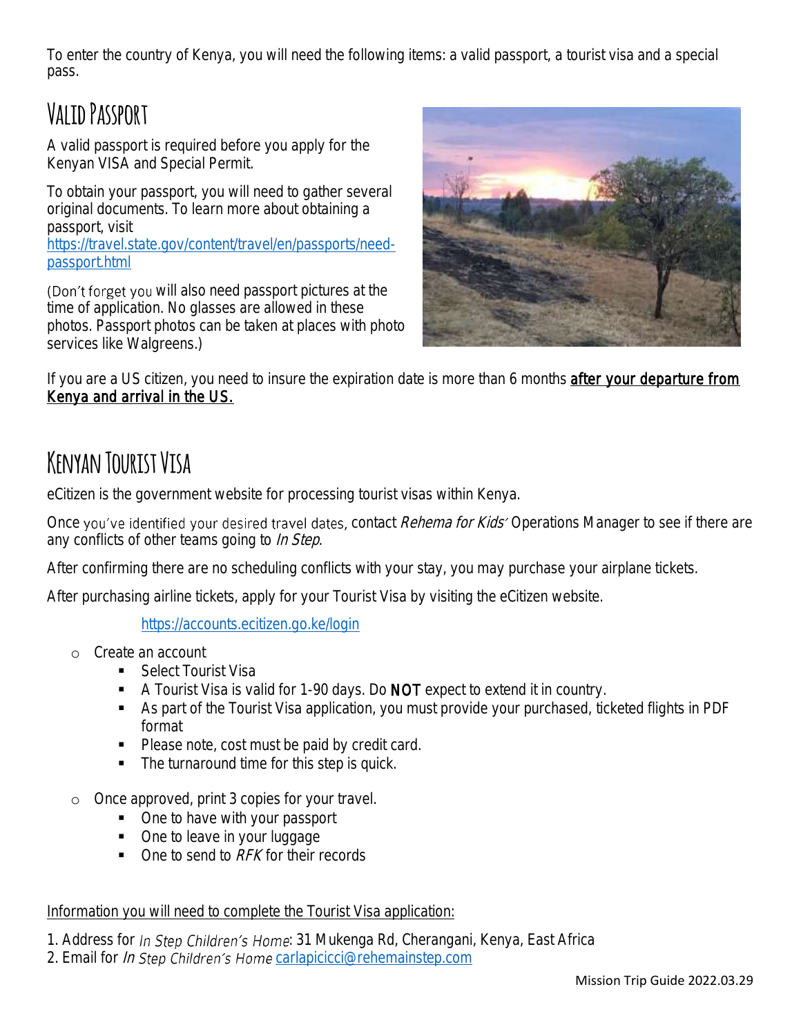To enter the country of Kenya, you will need the following items: a valid passport, a tourist visa and a special pass.

# Valid Passport

A valid passport is required before you apply for the Kenyan VISA and Special Permit.

To obtain your passport, you will need to gather several original documents. To learn more about obtaining a passport, visit [https://travel.state.gov/content/travel/en/passports/need-passport.html](https://travel.state.gov/content/travel/en/passports/need-passport.html)

(Don't forget you will also need passport pictures at the time of application. No glasses are allowed in these photos. Passport photos can be taken at places with photo services like Walgreens.)

If you are a US citizen, you need to insure the expiration date is more than 6 months after your departure from Kenya and arrival in the US.

# Kenyan Tourist Visa

eCitizen is the government website for processing tourist visas within Kenya.

Once you've identified your desired travel dates, contact *Rehema for Kids'* Operations Manager to see if there are any conflicts of other teams going to *In Step*.

After confirming there are no scheduling conflicts with your stay, you may purchase your airplane tickets.

After purchasing airline tickets, apply for your Tourist Visa by visiting the eCitizen website.

[https://accounts.ecitizen.go.ke/login](https://accounts.ecitizen.go.ke/login)

- Create an account
  - Select Tourist Visa
  - A Tourist Visa is valid for 1-90 days. Do **NOT** expect to extend it in country.
  - As part of the Tourist Visa application, you must provide your purchased, ticketed flights in PDF format
  - Please note, cost must be paid by credit card.
  - The turnaround time for this step is quick.

- Once approved, print 3 copies for your travel.
  - One to have with your passport
  - One to leave in your luggage
  - One to send to *RFK* for their records

Information you will need to complete the Tourist Visa application:

1. Address for *In Step Children's Home*: 31 Mukenga Rd, Cherangani, Kenya, East Africa
2. Email for *In Step Children's Home* carlapicicci@rehemainstep.com

Mission Trip Guide 2022.03.29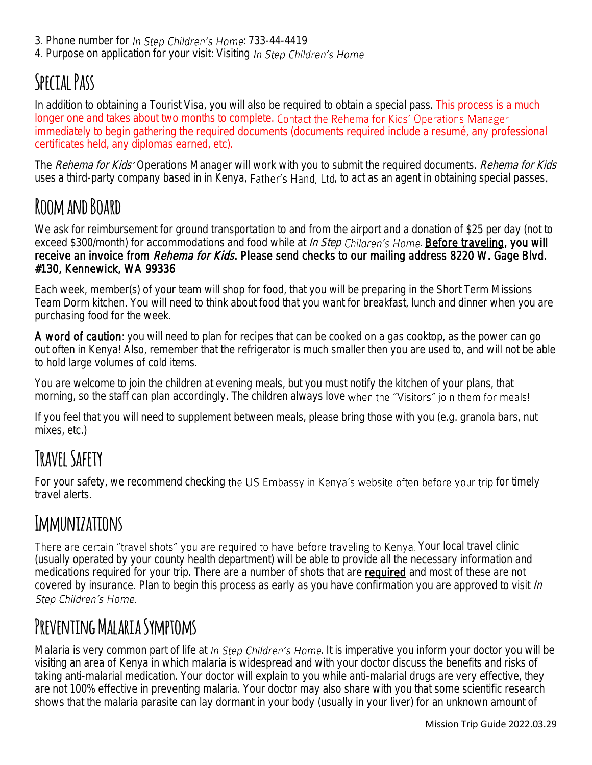3. Phone number for *In Step Children's Home*: 733-44-4419
4. Purpose on application for your visit: Visiting *In Step Children's Home*

## Special Pass

In addition to obtaining a Tourist Visa, you will also be required to obtain a special pass. This process is a much longer one and takes about two months to complete. Contact the Rehema for Kids' Operations Manager immediately to begin gathering the required documents (documents required include a resumé, any professional certificates held, any diplomas earned, etc).

The *Rehema for Kids'* Operations Manager will work with you to submit the required documents. *Rehema for Kids* uses a third-party company based in in Kenya, Father's Hand, Ltd, to act as an agent in obtaining special passes.

## Room and Board

We ask for reimbursement for ground transportation to and from the airport and a donation of $25 per day (not to exceed $300/month) for accommodations and food while at *In Step Children's Home*. **Before traveling, you will receive an invoice from *Rehema for Kids*. Please send checks to our mailing address 8220 W. Gage Blvd. #130, Kennewick, WA 99336**

Each week, member(s) of your team will shop for food, that you will be preparing in the Short Term Missions Team Dorm kitchen. You will need to think about food that you want for breakfast, lunch and dinner when you are purchasing food for the week.

**A word of caution**: you will need to plan for recipes that can be cooked on a gas cooktop, as the power can go out often in Kenya! Also, remember that the refrigerator is much smaller then you are used to, and will not be able to hold large volumes of cold items.

You are welcome to join the children at evening meals, but you must notify the kitchen of your plans, that morning, so the staff can plan accordingly. The children always love when the "Visitors" join them for meals!

If you feel that you will need to supplement between meals, please bring those with you (e.g. granola bars, nut mixes, etc.)

## Travel Safety

For your safety, we recommend checking the US Embassy in Kenya's website often before your trip for timely travel alerts.

## Immunizations

There are certain "travel shots" you are required to have before traveling to Kenya. Your local travel clinic (usually operated by your county health department) will be able to provide all the necessary information and medications required for your trip. There are a number of shots that are <u>required</u> and most of these are not covered by insurance. Plan to begin this process as early as you have confirmation you are approved to visit *In Step Children's Home.*

## Preventing Malaria Symptoms

<u>Malaria is very common part of life at *In Step Children's Home*.</u> It is imperative you inform your doctor you will be visiting an area of Kenya in which malaria is widespread and with your doctor discuss the benefits and risks of taking anti-malarial medication. Your doctor will explain to you while anti-malarial drugs are very effective, they are not 100% effective in preventing malaria. Your doctor may also share with you that some scientific research shows that the malaria parasite can lay dormant in your body (usually in your liver) for an unknown amount of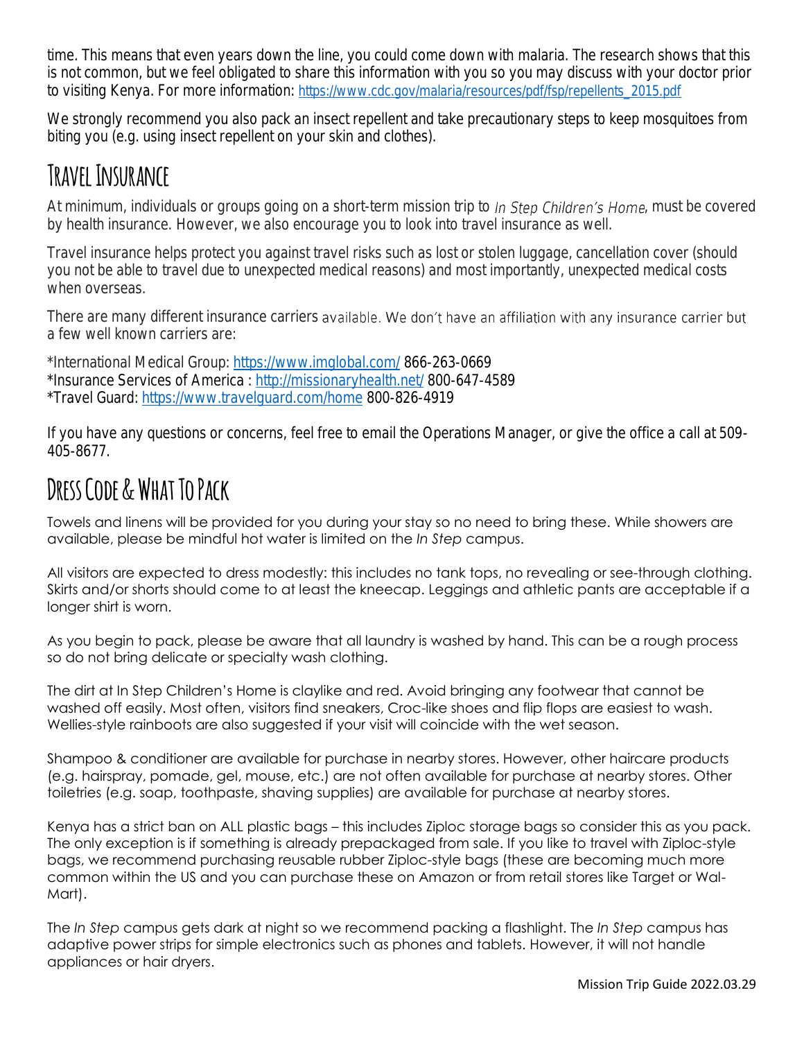time. This means that even years down the line, you could come down with malaria. The research shows that this is not common, but we feel obligated to share this information with you so you may discuss with your doctor prior to visiting Kenya. For more information: https://www.cdc.gov/malaria/resources/pdf/fsp/repellents_2015.pdf

We strongly recommend you also pack an insect repellent and take precautionary steps to keep mosquitoes from biting you (e.g. using insect repellent on your skin and clothes).

## Travel Insurance

At minimum, individuals or groups going on a short-term mission trip to *In Step Children's Home*, must be covered by health insurance. However, we also encourage you to look into travel insurance as well.

Travel insurance helps protect you against travel risks such as lost or stolen luggage, cancellation cover (should you not be able to travel due to unexpected medical reasons) and most importantly, unexpected medical costs when overseas.

There are many different insurance carriers available. We don't have an affiliation with any insurance carrier but a few well known carriers are:

*International Medical Group: https://www.imglobal.com/ 866-263-0669
*Insurance Services of America : http://missionaryhealth.net/ 800-647-4589
*Travel Guard: https://www.travelguard.com/home 800-826-4919

If you have any questions or concerns, feel free to email the Operations Manager, or give the office a call at 509-405-8677.

## Dress Code & What To Pack

Towels and linens will be provided for you during your stay so no need to bring these. While showers are available, please be mindful hot water is limited on the *In Step* campus.

All visitors are expected to dress modestly: this includes no tank tops, no revealing or see-through clothing. Skirts and/or shorts should come to at least the kneecap. Leggings and athletic pants are acceptable if a longer shirt is worn.

As you begin to pack, please be aware that all laundry is washed by hand. This can be a rough process so do not bring delicate or specialty wash clothing.

The dirt at In Step Children's Home is claylike and red. Avoid bringing any footwear that cannot be washed off easily. Most often, visitors find sneakers, Croc-like shoes and flip flops are easiest to wash. Wellies-style rainboots are also suggested if your visit will coincide with the wet season.

Shampoo & conditioner are available for purchase in nearby stores. However, other haircare products (e.g. hairspray, pomade, gel, mouse, etc.) are not often available for purchase at nearby stores. Other toiletries (e.g. soap, toothpaste, shaving supplies) are available for purchase at nearby stores.

Kenya has a strict ban on ALL plastic bags – this includes Ziploc storage bags so consider this as you pack. The only exception is if something is already prepackaged from sale. If you like to travel with Ziploc-style bags, we recommend purchasing reusable rubber Ziploc-style bags (these are becoming much more common within the US and you can purchase these on Amazon or from retail stores like Target or Wal-Mart).

The *In Step* campus gets dark at night so we recommend packing a flashlight. The *In Step* campus has adaptive power strips for simple electronics such as phones and tablets. However, it will not handle appliances or hair dryers.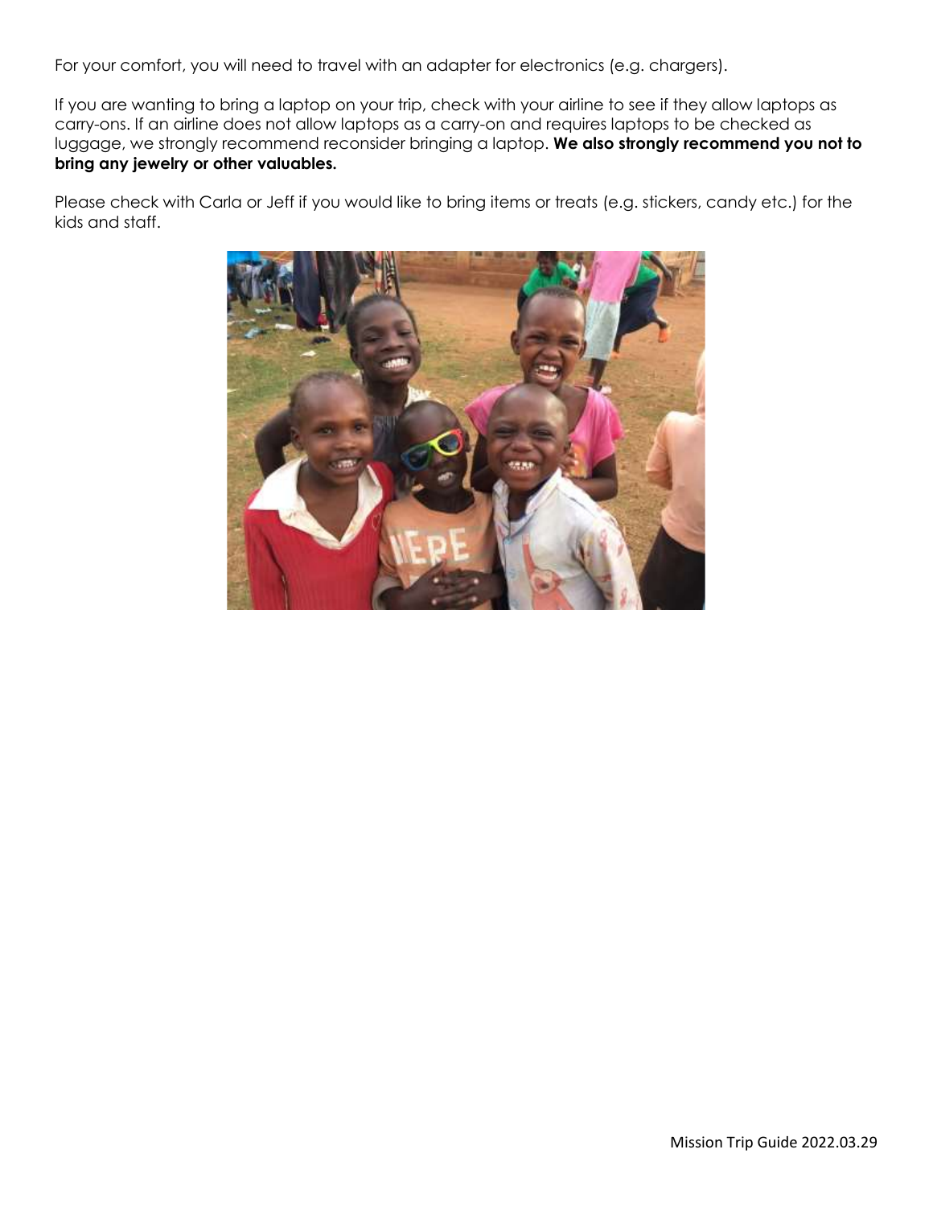For your comfort, you will need to travel with an adapter for electronics (e.g. chargers).

If you are wanting to bring a laptop on your trip, check with your airline to see if they allow laptops as carry-ons. If an airline does not allow laptops as a carry-on and requires laptops to be checked as luggage, we strongly recommend reconsider bringing a laptop. **We also strongly recommend you not to bring any jewelry or other valuables.**

Please check with Carla or Jeff if you would like to bring items or treats (e.g. stickers, candy etc.) for the kids and staff.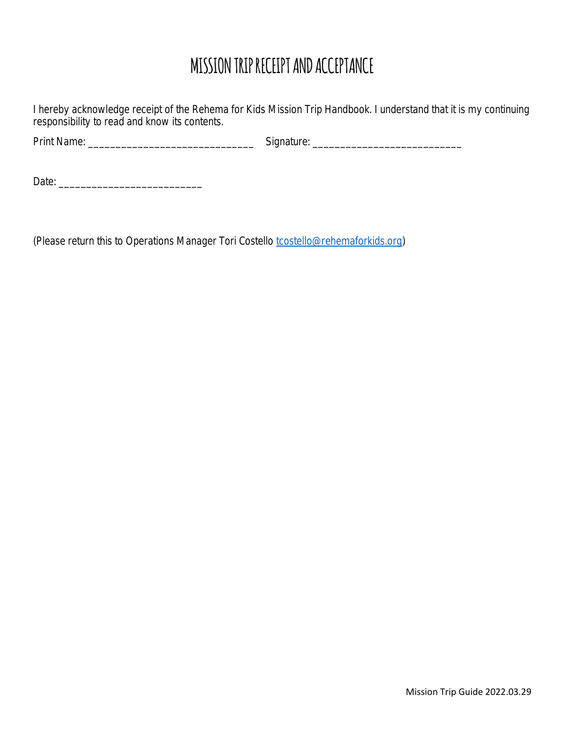# MISSION TRIP RECEIPT AND ACCEPTANCE

I hereby acknowledge receipt of the Rehema for Kids Mission Trip Handbook. I understand that it is my continuing responsibility to read and know its contents.

Print Name: ______________________________ Signature: ___________________________

Date: __________________________

(Please return this to Operations Manager Tori Costello tcostello@rehemaforkids.org)